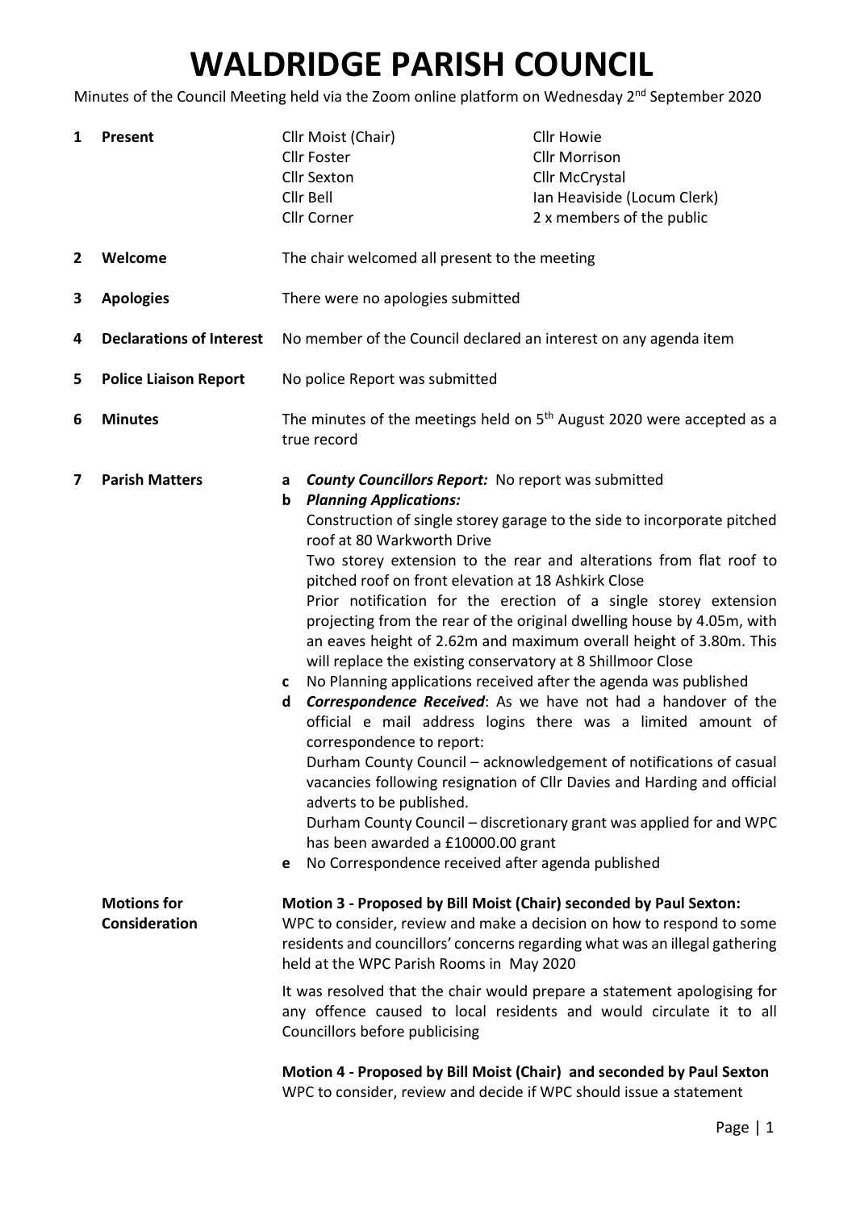# WALDRIDGE PARISH COUNCIL

Minutes of the Council Meeting held via the Zoom online platform on Wednesday 2nd September 2020

**1 Present**

| | |
|---|---|
| Cllr Moist (Chair) | Cllr Howie |
| Cllr Foster | Cllr Morrison |
| Cllr Sexton | Cllr McCrystal |
| Cllr Bell | Ian Heaviside (Locum Clerk) |
| Cllr Corner | 2 x members of the public |

**2 Welcome**

The chair welcomed all present to the meeting

**3 Apologies**

There were no apologies submitted

**4 Declarations of Interest**

No member of the Council declared an interest on any agenda item

**5 Police Liaison Report**

No police Report was submitted

**6 Minutes**

The minutes of the meetings held on 5th August 2020 were accepted as a true record

**7 Parish Matters**

a ***County Councillors Report:*** No report was submitted

b ***Planning Applications:***
Construction of single storey garage to the side to incorporate pitched roof at 80 Warkworth Drive
Two storey extension to the rear and alterations from flat roof to pitched roof on front elevation at 18 Ashkirk Close
Prior notification for the erection of a single storey extension projecting from the rear of the original dwelling house by 4.05m, with an eaves height of 2.62m and maximum overall height of 3.80m. This will replace the existing conservatory at 8 Shillmoor Close

c No Planning applications received after the agenda was published

d ***Correspondence Received***: As we have not had a handover of the official e mail address logins there was a limited amount of correspondence to report:
Durham County Council – acknowledgement of notifications of casual vacancies following resignation of Cllr Davies and Harding and official adverts to be published.
Durham County Council – discretionary grant was applied for and WPC has been awarded a £10000.00 grant

e No Correspondence received after agenda published

**Motions for Consideration**

**Motion 3 - Proposed by Bill Moist (Chair) seconded by Paul Sexton:**
WPC to consider, review and make a decision on how to respond to some residents and councillors' concerns regarding what was an illegal gathering held at the WPC Parish Rooms in May 2020

It was resolved that the chair would prepare a statement apologising for any offence caused to local residents and would circulate it to all Councillors before publicising

**Motion 4 - Proposed by Bill Moist (Chair) and seconded by Paul Sexton**
WPC to consider, review and decide if WPC should issue a statement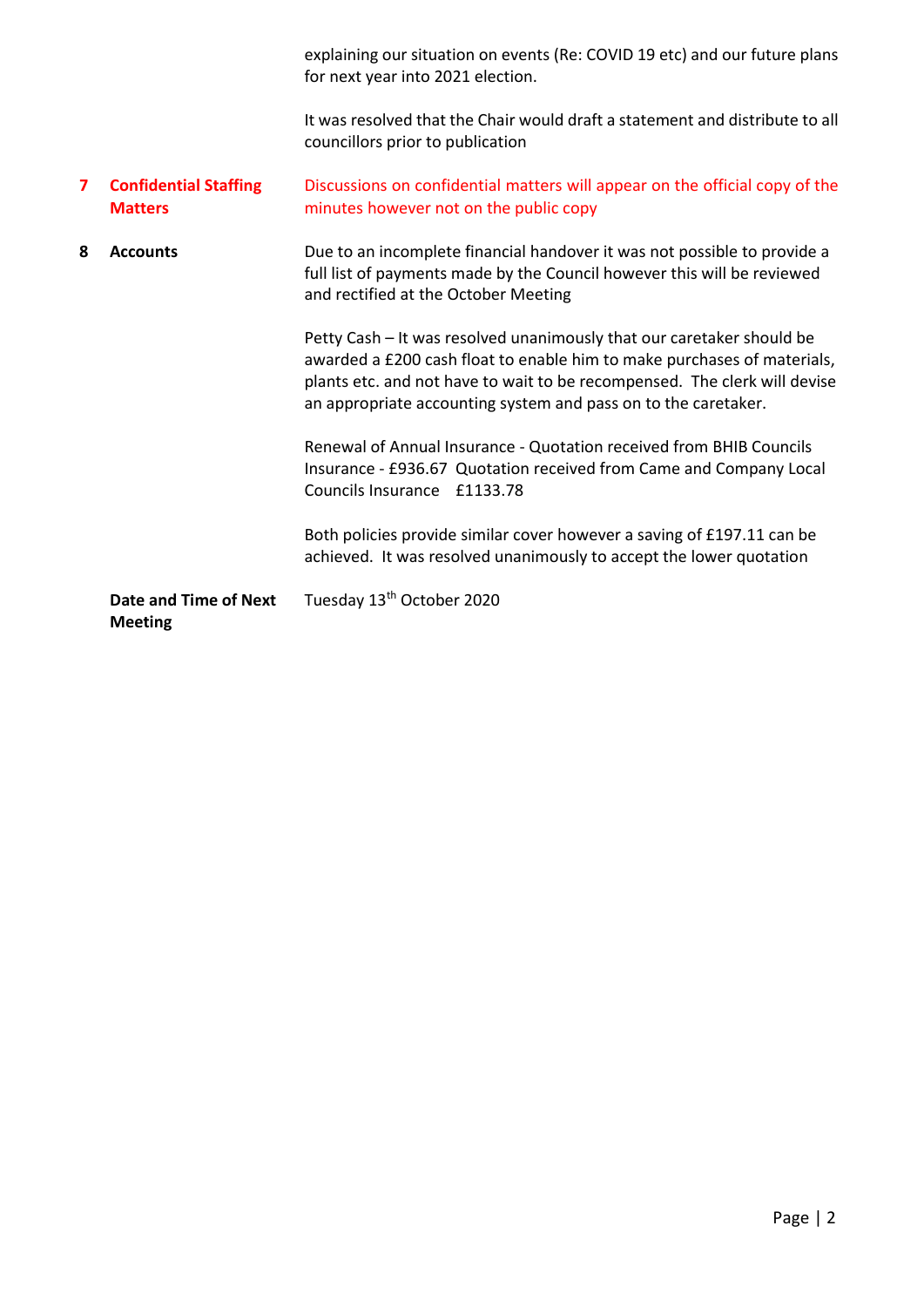| | | |
|---|---|---|
| | | explaining our situation on events (Re: COVID 19 etc) and our future plans for next year into 2021 election. |
| | | It was resolved that the Chair would draft a statement and distribute to all councillors prior to publication |
| **7** | **Confidential Staffing Matters** | Discussions on confidential matters will appear on the official copy of the minutes however not on the public copy |
| **8** | **Accounts** | Due to an incomplete financial handover it was not possible to provide a full list of payments made by the Council however this will be reviewed and rectified at the October Meeting |
| | | Petty Cash – It was resolved unanimously that our caretaker should be awarded a £200 cash float to enable him to make purchases of materials, plants etc. and not have to wait to be recompensed. The clerk will devise an appropriate accounting system and pass on to the caretaker. |
| | | Renewal of Annual Insurance - Quotation received from BHIB Councils Insurance - £936.67 Quotation received from Came and Company Local Councils Insurance £1133.78 |
| | | Both policies provide similar cover however a saving of £197.11 can be achieved. It was resolved unanimously to accept the lower quotation |
| | **Date and Time of Next Meeting** | Tuesday 13th October 2020 |